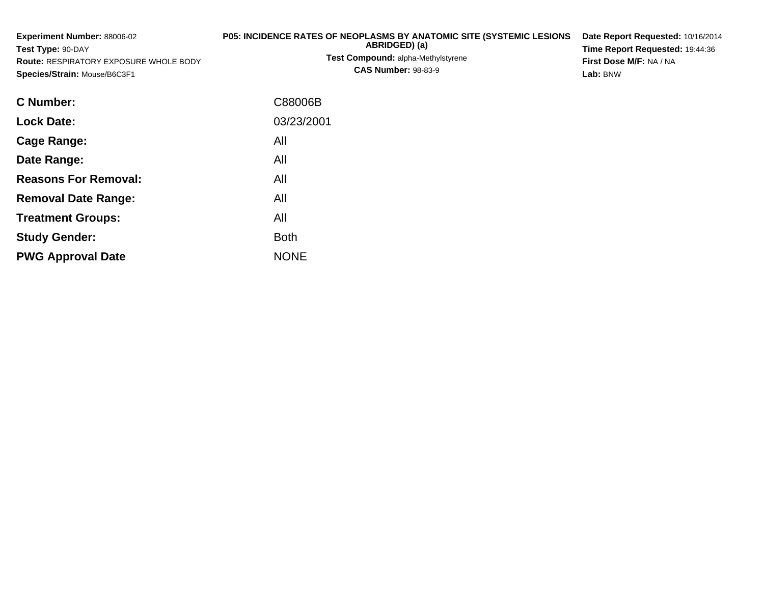**Experiment Number:** 88006-02
**Test Type:** 90-DAY
**Route:** RESPIRATORY EXPOSURE WHOLE BODY
**Species/Strain:** Mouse/B6C3F1

**P05: INCIDENCE RATES OF NEOPLASMS BY ANATOMIC SITE (SYSTEMIC LESIONS ABRIDGED) (a)**
**Test Compound:** alpha-Methylstyrene
**CAS Number:** 98-83-9

**Date Report Requested:** 10/16/2014
**Time Report Requested:** 19:44:36
**First Dose M/F:** NA / NA
**Lab:** BNW

| | |
|---|---|
| **C Number:** | C88006B |
| **Lock Date:** | 03/23/2001 |
| **Cage Range:** | All |
| **Date Range:** | All |
| **Reasons For Removal:** | All |
| **Removal Date Range:** | All |
| **Treatment Groups:** | All |
| **Study Gender:** | Both |
| **PWG Approval Date** | NONE |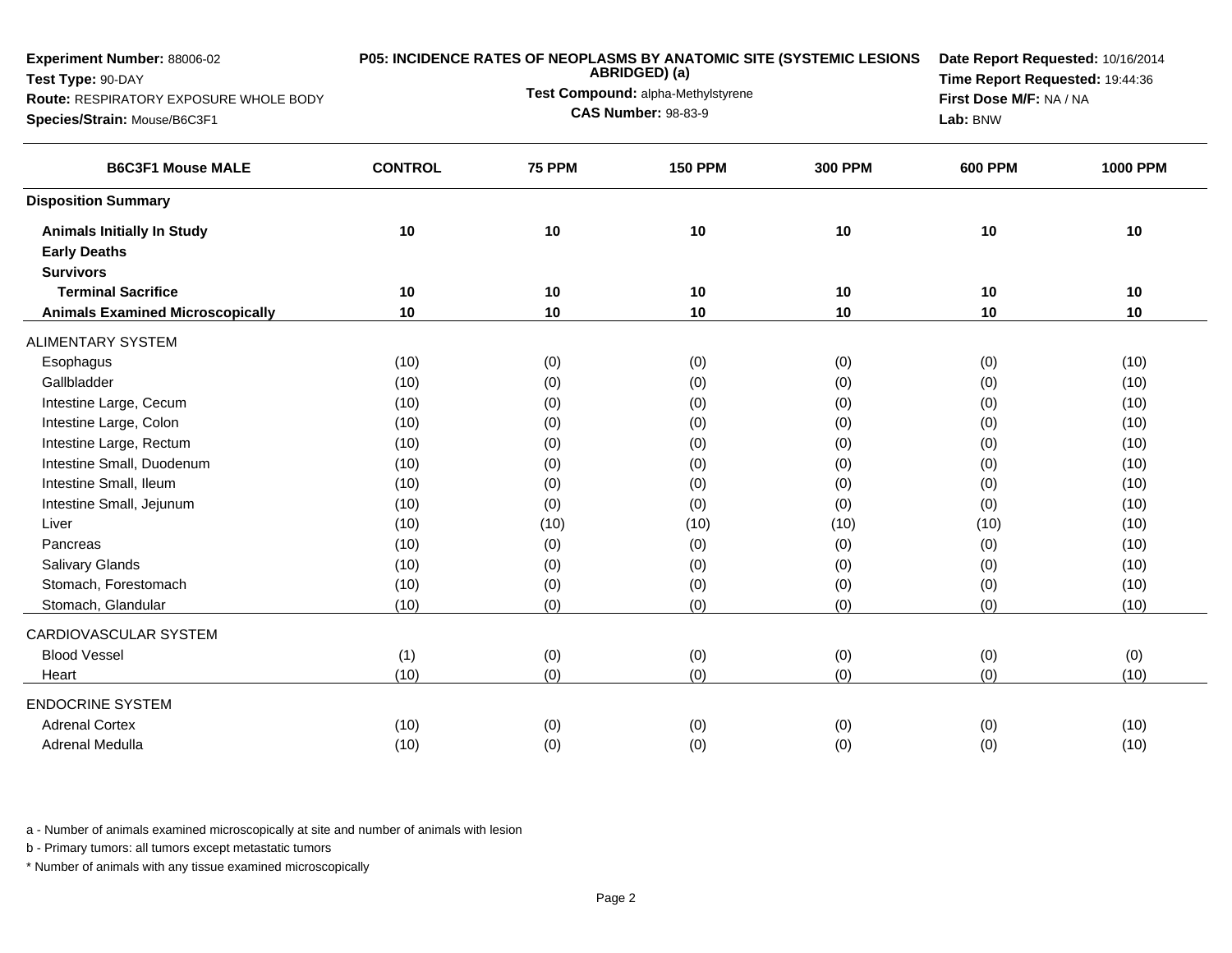**Experiment Number:** 88006-02
**Test Type:** 90-DAY
**Route:** RESPIRATORY EXPOSURE WHOLE BODY
**Species/Strain:** Mouse/B6C3F1

**P05: INCIDENCE RATES OF NEOPLASMS BY ANATOMIC SITE (SYSTEMIC LESIONS ABRIDGED) (a)**
**Test Compound:** alpha-Methylstyrene
**CAS Number:** 98-83-9

**Date Report Requested:** 10/16/2014
**Time Report Requested:** 19:44:36
**First Dose M/F:** NA / NA
**Lab:** BNW

| B6C3F1 Mouse MALE | CONTROL | 75 PPM | 150 PPM | 300 PPM | 600 PPM | 1000 PPM |
|---|---|---|---|---|---|---|
| **Disposition Summary** | | | | | | |
| **Animals Initially In Study** | 10 | 10 | 10 | 10 | 10 | 10 |
| **Early Deaths** | | | | | | |
| **Survivors** | | | | | | |
| **Terminal Sacrifice** | 10 | 10 | 10 | 10 | 10 | 10 |
| **Animals Examined Microscopically** | 10 | 10 | 10 | 10 | 10 | 10 |
| ALIMENTARY SYSTEM | | | | | | |
| Esophagus | (10) | (0) | (0) | (0) | (0) | (10) |
| Gallbladder | (10) | (0) | (0) | (0) | (0) | (10) |
| Intestine Large, Cecum | (10) | (0) | (0) | (0) | (0) | (10) |
| Intestine Large, Colon | (10) | (0) | (0) | (0) | (0) | (10) |
| Intestine Large, Rectum | (10) | (0) | (0) | (0) | (0) | (10) |
| Intestine Small, Duodenum | (10) | (0) | (0) | (0) | (0) | (10) |
| Intestine Small, Ileum | (10) | (0) | (0) | (0) | (0) | (10) |
| Intestine Small, Jejunum | (10) | (0) | (0) | (0) | (0) | (10) |
| Liver | (10) | (10) | (10) | (10) | (10) | (10) |
| Pancreas | (10) | (0) | (0) | (0) | (0) | (10) |
| Salivary Glands | (10) | (0) | (0) | (0) | (0) | (10) |
| Stomach, Forestomach | (10) | (0) | (0) | (0) | (0) | (10) |
| Stomach, Glandular | (10) | (0) | (0) | (0) | (0) | (10) |
| CARDIOVASCULAR SYSTEM | | | | | | |
| Blood Vessel | (1) | (0) | (0) | (0) | (0) | (0) |
| Heart | (10) | (0) | (0) | (0) | (0) | (10) |
| ENDOCRINE SYSTEM | | | | | | |
| Adrenal Cortex | (10) | (0) | (0) | (0) | (0) | (10) |
| Adrenal Medulla | (10) | (0) | (0) | (0) | (0) | (10) |

a - Number of animals examined microscopically at site and number of animals with lesion

b - Primary tumors: all tumors except metastatic tumors

* Number of animals with any tissue examined microscopically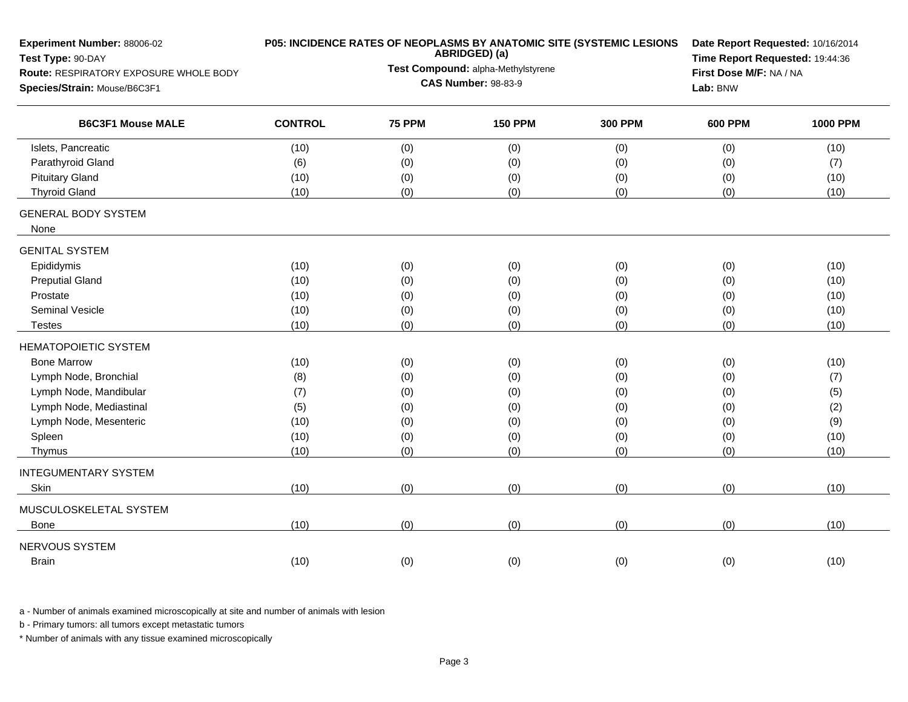**Experiment Number:** 88006-02
**Test Type:** 90-DAY
**Route:** RESPIRATORY EXPOSURE WHOLE BODY
**Species/Strain:** Mouse/B6C3F1

**P05: INCIDENCE RATES OF NEOPLASMS BY ANATOMIC SITE (SYSTEMIC LESIONS ABRIDGED) (a)**
**Test Compound:** alpha-Methylstyrene
**CAS Number:** 98-83-9

**Date Report Requested:** 10/16/2014
**Time Report Requested:** 19:44:36
**First Dose M/F:** NA / NA
**Lab:** BNW

| B6C3F1 Mouse MALE | CONTROL | 75 PPM | 150 PPM | 300 PPM | 600 PPM | 1000 PPM |
|---|---|---|---|---|---|---|
| Islets, Pancreatic | (10) | (0) | (0) | (0) | (0) | (10) |
| Parathyroid Gland | (6) | (0) | (0) | (0) | (0) | (7) |
| Pituitary Gland | (10) | (0) | (0) | (0) | (0) | (10) |
| Thyroid Gland | (10) | (0) | (0) | (0) | (0) | (10) |
| GENERAL BODY SYSTEM | | | | | | |
| None | | | | | | |
| GENITAL SYSTEM | | | | | | |
| Epididymis | (10) | (0) | (0) | (0) | (0) | (10) |
| Preputial Gland | (10) | (0) | (0) | (0) | (0) | (10) |
| Prostate | (10) | (0) | (0) | (0) | (0) | (10) |
| Seminal Vesicle | (10) | (0) | (0) | (0) | (0) | (10) |
| Testes | (10) | (0) | (0) | (0) | (0) | (10) |
| HEMATOPOIETIC SYSTEM | | | | | | |
| Bone Marrow | (10) | (0) | (0) | (0) | (0) | (10) |
| Lymph Node, Bronchial | (8) | (0) | (0) | (0) | (0) | (7) |
| Lymph Node, Mandibular | (7) | (0) | (0) | (0) | (0) | (5) |
| Lymph Node, Mediastinal | (5) | (0) | (0) | (0) | (0) | (2) |
| Lymph Node, Mesenteric | (10) | (0) | (0) | (0) | (0) | (9) |
| Spleen | (10) | (0) | (0) | (0) | (0) | (10) |
| Thymus | (10) | (0) | (0) | (0) | (0) | (10) |
| INTEGUMENTARY SYSTEM | | | | | | |
| Skin | (10) | (0) | (0) | (0) | (0) | (10) |
| MUSCULOSKELETAL SYSTEM | | | | | | |
| Bone | (10) | (0) | (0) | (0) | (0) | (10) |
| NERVOUS SYSTEM | | | | | | |
| Brain | (10) | (0) | (0) | (0) | (0) | (10) |

a - Number of animals examined microscopically at site and number of animals with lesion

b - Primary tumors: all tumors except metastatic tumors

* Number of animals with any tissue examined microscopically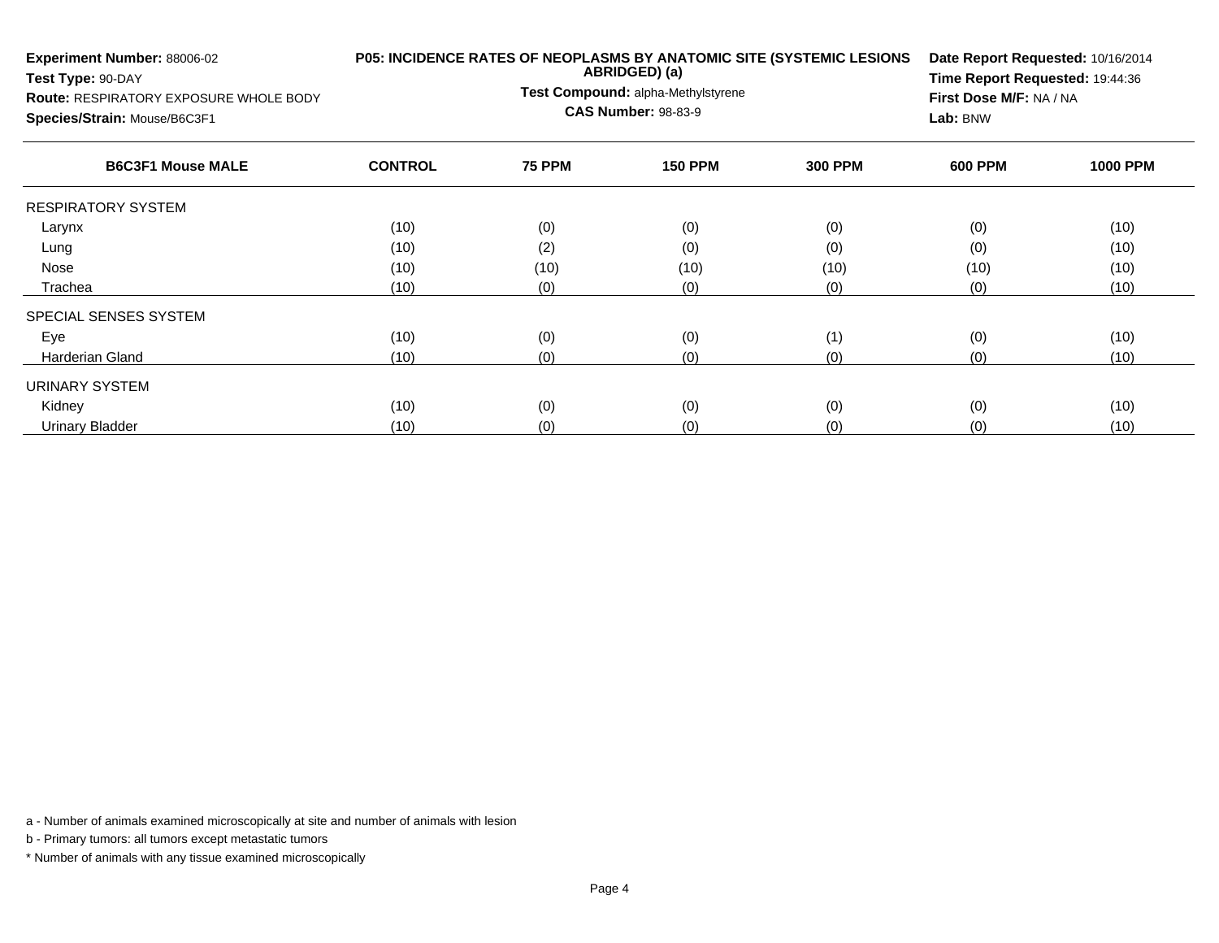**Experiment Number:** 88006-02
**Test Type:** 90-DAY
**Route:** RESPIRATORY EXPOSURE WHOLE BODY
**Species/Strain:** Mouse/B6C3F1

**P05: INCIDENCE RATES OF NEOPLASMS BY ANATOMIC SITE (SYSTEMIC LESIONS ABRIDGED) (a)**
**Test Compound:** alpha-Methylstyrene
**CAS Number:** 98-83-9

**Date Report Requested:** 10/16/2014
**Time Report Requested:** 19:44:36
**First Dose M/F:** NA / NA
**Lab:** BNW

| B6C3F1 Mouse MALE | CONTROL | 75 PPM | 150 PPM | 300 PPM | 600 PPM | 1000 PPM |
|---|---|---|---|---|---|---|
| RESPIRATORY SYSTEM | | | | | | |
| Larynx | (10) | (0) | (0) | (0) | (0) | (10) |
| Lung | (10) | (2) | (0) | (0) | (0) | (10) |
| Nose | (10) | (10) | (10) | (10) | (10) | (10) |
| Trachea | (10) | (0) | (0) | (0) | (0) | (10) |
| SPECIAL SENSES SYSTEM | | | | | | |
| Eye | (10) | (0) | (0) | (1) | (0) | (10) |
| Harderian Gland | (10) | (0) | (0) | (0) | (0) | (10) |
| URINARY SYSTEM | | | | | | |
| Kidney | (10) | (0) | (0) | (0) | (0) | (10) |
| Urinary Bladder | (10) | (0) | (0) | (0) | (0) | (10) |

a - Number of animals examined microscopically at site and number of animals with lesion

b - Primary tumors: all tumors except metastatic tumors

* Number of animals with any tissue examined microscopically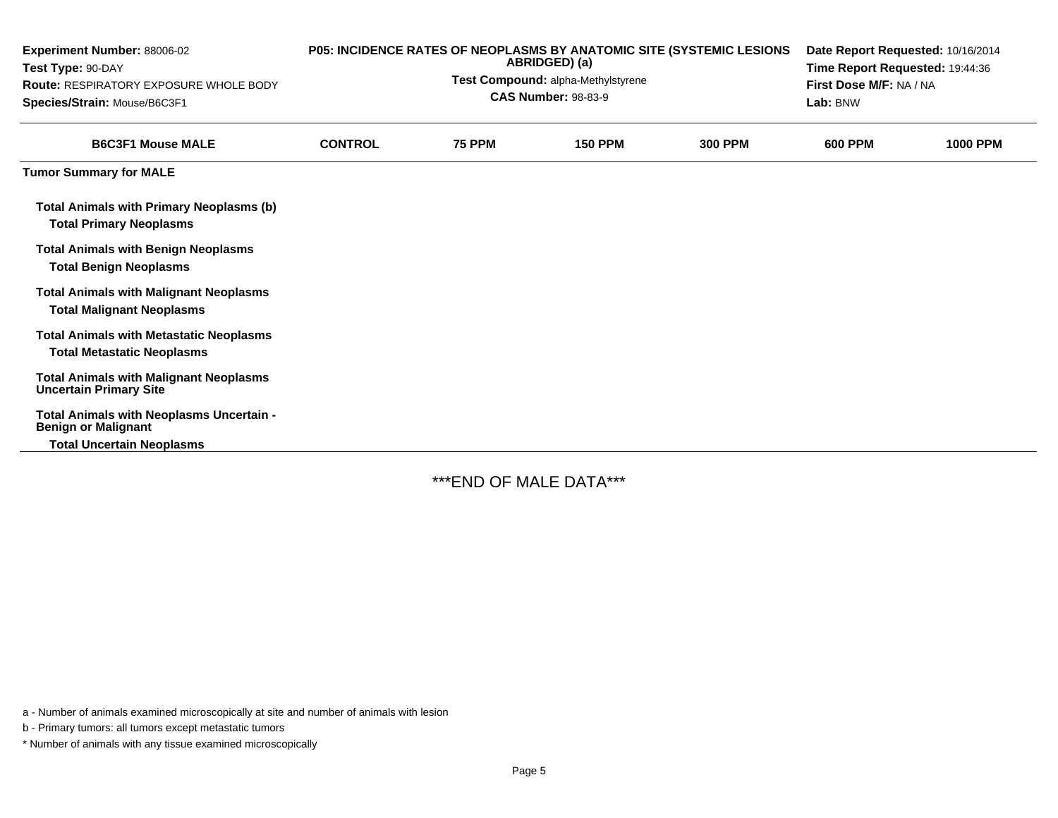| Experiment Number: 88006-02 | P05: INCIDENCE RATES OF NEOPLASMS BY ANATOMIC SITE (SYSTEMIC LESIONS ABRIDGED) (a) | Date Report Requested: 10/16/2014 |
|---|---|---|
| Test Type: 90-DAY | Test Compound: alpha-Methylstyrene | Time Report Requested: 19:44:36 |
| Route: RESPIRATORY EXPOSURE WHOLE BODY | CAS Number: 98-83-9 | First Dose M/F: NA / NA |
| Species/Strain: Mouse/B6C3F1 | | Lab: BNW |

| B6C3F1 Mouse MALE | CONTROL | 75 PPM | 150 PPM | 300 PPM | 600 PPM | 1000 PPM |
|---|---|---|---|---|---|---|
| **Tumor Summary for MALE** | | | | | | |
| **Total Animals with Primary Neoplasms (b)** | | | | | | |
| **Total Primary Neoplasms** | | | | | | |
| **Total Animals with Benign Neoplasms** | | | | | | |
| **Total Benign Neoplasms** | | | | | | |
| **Total Animals with Malignant Neoplasms** | | | | | | |
| **Total Malignant Neoplasms** | | | | | | |
| **Total Animals with Metastatic Neoplasms** | | | | | | |
| **Total Metastatic Neoplasms** | | | | | | |
| **Total Animals with Malignant Neoplasms Uncertain Primary Site** | | | | | | |
| **Total Animals with Neoplasms Uncertain - Benign or Malignant** | | | | | | |
| **Total Uncertain Neoplasms** | | | | | | |

***END OF MALE DATA***

a - Number of animals examined microscopically at site and number of animals with lesion

b - Primary tumors: all tumors except metastatic tumors

* Number of animals with any tissue examined microscopically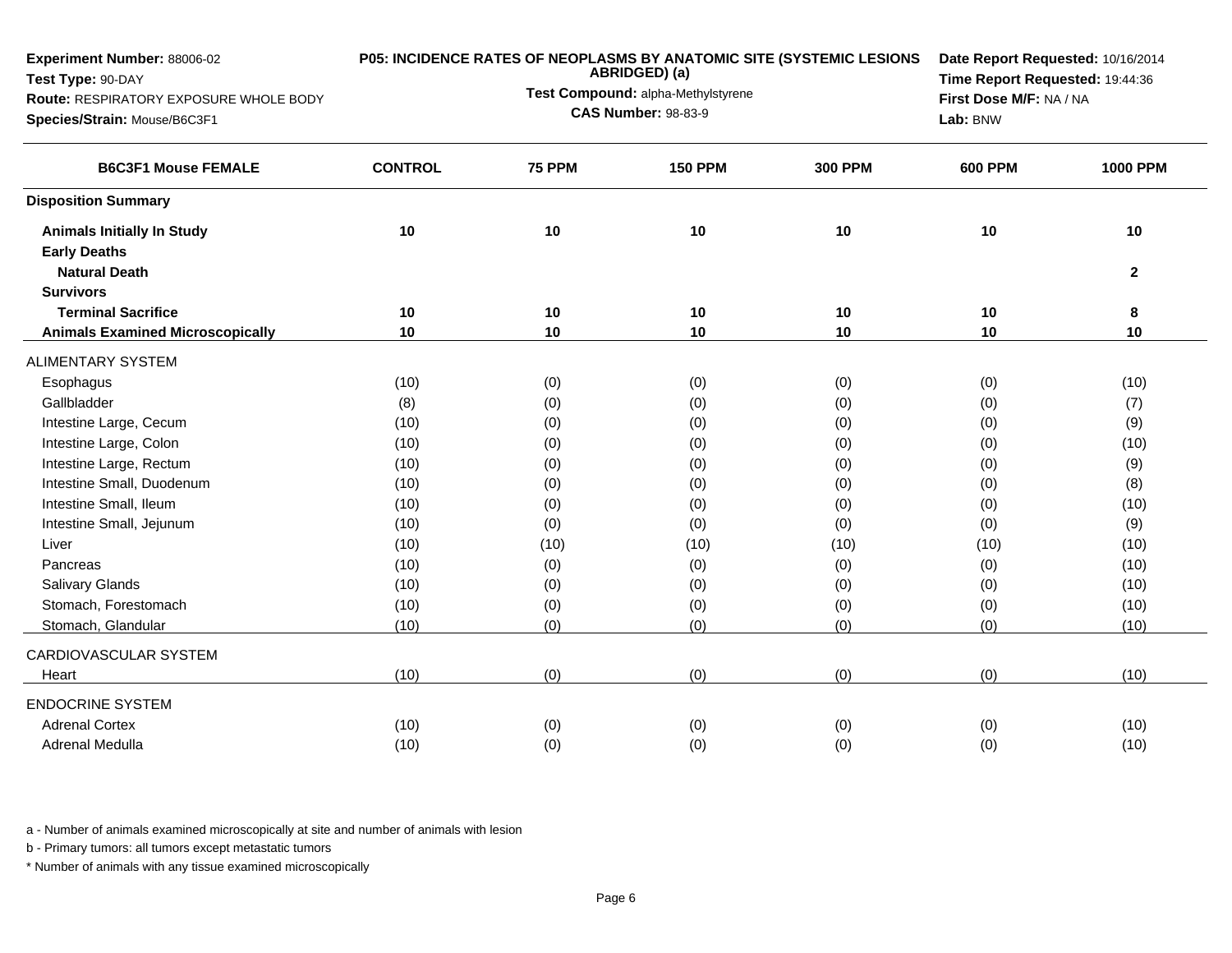**Experiment Number:** 88006-02
**Test Type:** 90-DAY
**Route:** RESPIRATORY EXPOSURE WHOLE BODY
**Species/Strain:** Mouse/B6C3F1

**P05: INCIDENCE RATES OF NEOPLASMS BY ANATOMIC SITE (SYSTEMIC LESIONS ABRIDGED) (a)**
**Test Compound:** alpha-Methylstyrene
**CAS Number:** 98-83-9

**Date Report Requested:** 10/16/2014
**Time Report Requested:** 19:44:36
**First Dose M/F:** NA / NA
**Lab:** BNW

| B6C3F1 Mouse FEMALE | CONTROL | 75 PPM | 150 PPM | 300 PPM | 600 PPM | 1000 PPM |
|---|---|---|---|---|---|---|
| **Disposition Summary** | | | | | | |
| **Animals Initially In Study** | 10 | 10 | 10 | 10 | 10 | 10 |
| **Early Deaths** | | | | | | |
| **Natural Death** | | | | | | 2 |
| **Survivors** | | | | | | |
| **Terminal Sacrifice** | 10 | 10 | 10 | 10 | 10 | 8 |
| **Animals Examined Microscopically** | 10 | 10 | 10 | 10 | 10 | 10 |
| ALIMENTARY SYSTEM | | | | | | |
| Esophagus | (10) | (0) | (0) | (0) | (0) | (10) |
| Gallbladder | (8) | (0) | (0) | (0) | (0) | (7) |
| Intestine Large, Cecum | (10) | (0) | (0) | (0) | (0) | (9) |
| Intestine Large, Colon | (10) | (0) | (0) | (0) | (0) | (10) |
| Intestine Large, Rectum | (10) | (0) | (0) | (0) | (0) | (9) |
| Intestine Small, Duodenum | (10) | (0) | (0) | (0) | (0) | (8) |
| Intestine Small, Ileum | (10) | (0) | (0) | (0) | (0) | (10) |
| Intestine Small, Jejunum | (10) | (0) | (0) | (0) | (0) | (9) |
| Liver | (10) | (10) | (10) | (10) | (10) | (10) |
| Pancreas | (10) | (0) | (0) | (0) | (0) | (10) |
| Salivary Glands | (10) | (0) | (0) | (0) | (0) | (10) |
| Stomach, Forestomach | (10) | (0) | (0) | (0) | (0) | (10) |
| Stomach, Glandular | (10) | (0) | (0) | (0) | (0) | (10) |
| CARDIOVASCULAR SYSTEM | | | | | | |
| Heart | (10) | (0) | (0) | (0) | (0) | (10) |
| ENDOCRINE SYSTEM | | | | | | |
| Adrenal Cortex | (10) | (0) | (0) | (0) | (0) | (10) |
| Adrenal Medulla | (10) | (0) | (0) | (0) | (0) | (10) |

a - Number of animals examined microscopically at site and number of animals with lesion

b - Primary tumors: all tumors except metastatic tumors

* Number of animals with any tissue examined microscopically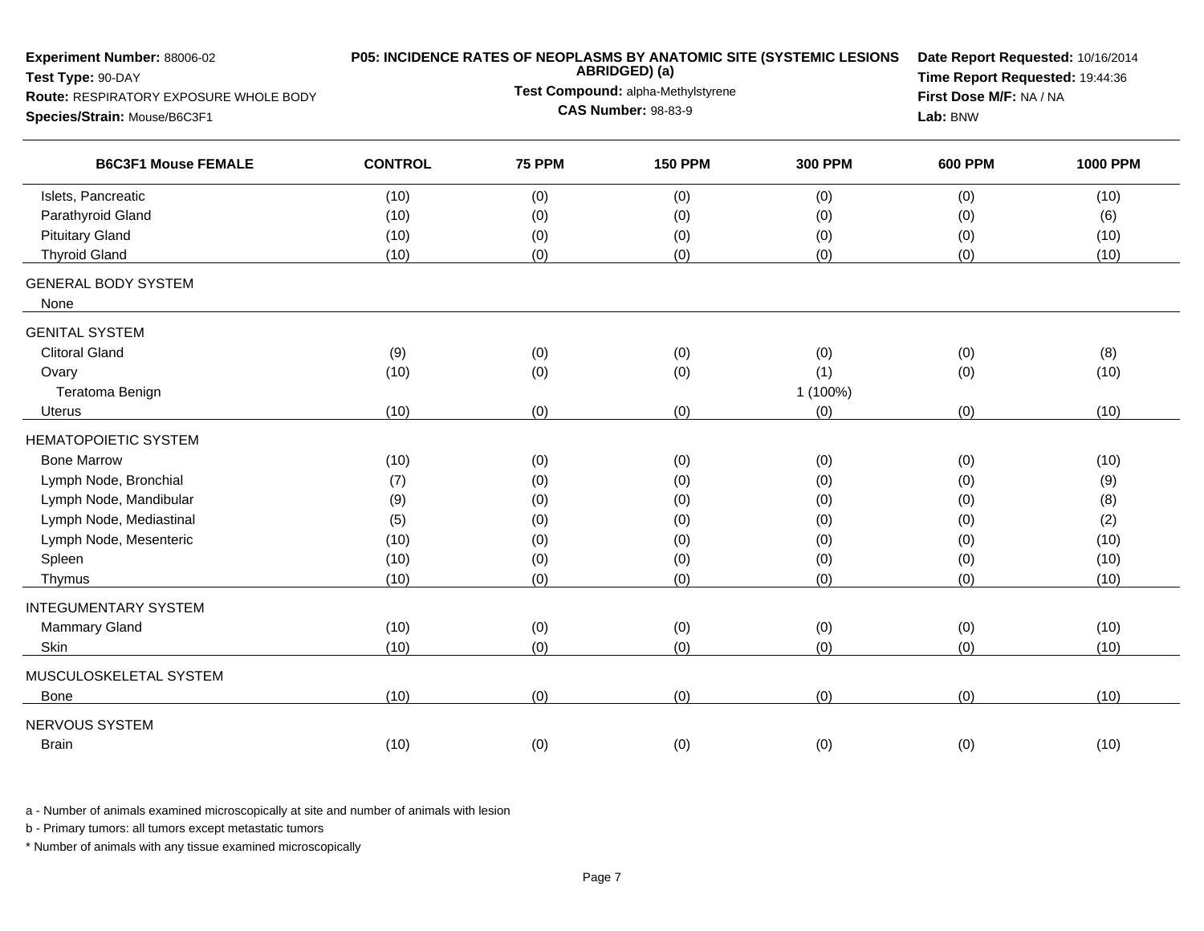**Experiment Number:** 88006-02
**Test Type:** 90-DAY
**Route:** RESPIRATORY EXPOSURE WHOLE BODY
**Species/Strain:** Mouse/B6C3F1

**P05: INCIDENCE RATES OF NEOPLASMS BY ANATOMIC SITE (SYSTEMIC LESIONS ABRIDGED) (a)**
**Test Compound:** alpha-Methylstyrene
**CAS Number:** 98-83-9

**Date Report Requested:** 10/16/2014
**Time Report Requested:** 19:44:36
**First Dose M/F:** NA / NA
**Lab:** BNW

| B6C3F1 Mouse FEMALE | CONTROL | 75 PPM | 150 PPM | 300 PPM | 600 PPM | 1000 PPM |
|---|---|---|---|---|---|---|
| Islets, Pancreatic | (10) | (0) | (0) | (0) | (0) | (10) |
| Parathyroid Gland | (10) | (0) | (0) | (0) | (0) | (6) |
| Pituitary Gland | (10) | (0) | (0) | (0) | (0) | (10) |
| Thyroid Gland | (10) | (0) | (0) | (0) | (0) | (10) |
| GENERAL BODY SYSTEM | | | | | | |
| None | | | | | | |
| GENITAL SYSTEM | | | | | | |
| Clitoral Gland | (9) | (0) | (0) | (0) | (0) | (8) |
| Ovary | (10) | (0) | (0) | (1) | (0) | (10) |
| Teratoma Benign | | | | 1 (100%) | | |
| Uterus | (10) | (0) | (0) | (0) | (0) | (10) |
| HEMATOPOIETIC SYSTEM | | | | | | |
| Bone Marrow | (10) | (0) | (0) | (0) | (0) | (10) |
| Lymph Node, Bronchial | (7) | (0) | (0) | (0) | (0) | (9) |
| Lymph Node, Mandibular | (9) | (0) | (0) | (0) | (0) | (8) |
| Lymph Node, Mediastinal | (5) | (0) | (0) | (0) | (0) | (2) |
| Lymph Node, Mesenteric | (10) | (0) | (0) | (0) | (0) | (10) |
| Spleen | (10) | (0) | (0) | (0) | (0) | (10) |
| Thymus | (10) | (0) | (0) | (0) | (0) | (10) |
| INTEGUMENTARY SYSTEM | | | | | | |
| Mammary Gland | (10) | (0) | (0) | (0) | (0) | (10) |
| Skin | (10) | (0) | (0) | (0) | (0) | (10) |
| MUSCULOSKELETAL SYSTEM | | | | | | |
| Bone | (10) | (0) | (0) | (0) | (0) | (10) |
| NERVOUS SYSTEM | | | | | | |
| Brain | (10) | (0) | (0) | (0) | (0) | (10) |

a - Number of animals examined microscopically at site and number of animals with lesion

b - Primary tumors: all tumors except metastatic tumors

* Number of animals with any tissue examined microscopically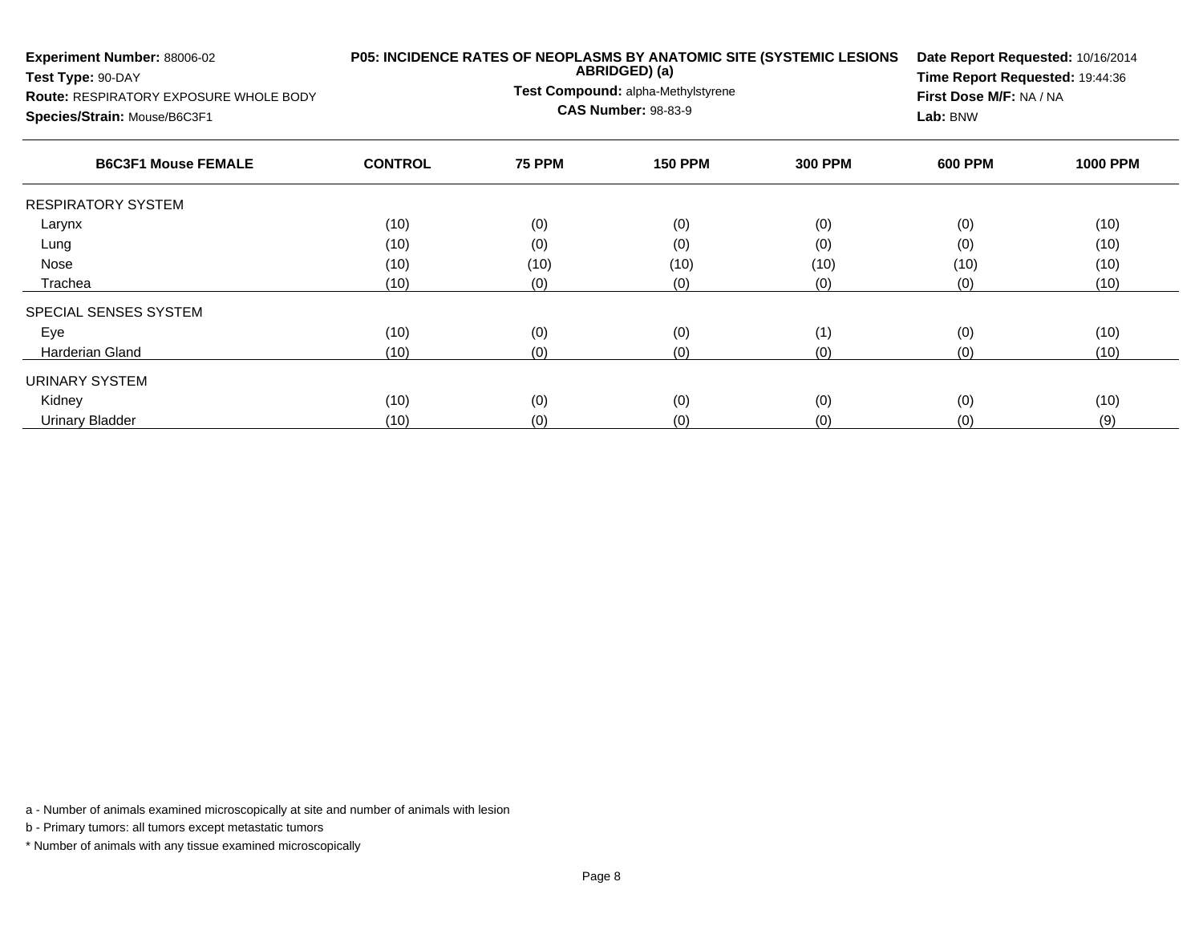**Experiment Number:** 88006-02
**Test Type:** 90-DAY
**Route:** RESPIRATORY EXPOSURE WHOLE BODY
**Species/Strain:** Mouse/B6C3F1

**P05: INCIDENCE RATES OF NEOPLASMS BY ANATOMIC SITE (SYSTEMIC LESIONS ABRIDGED) (a)**
**Test Compound:** alpha-Methylstyrene
**CAS Number:** 98-83-9

**Date Report Requested:** 10/16/2014
**Time Report Requested:** 19:44:36
**First Dose M/F:** NA / NA
**Lab:** BNW

| B6C3F1 Mouse FEMALE | CONTROL | 75 PPM | 150 PPM | 300 PPM | 600 PPM | 1000 PPM |
|---|---|---|---|---|---|---|
| RESPIRATORY SYSTEM | | | | | | |
| Larynx | (10) | (0) | (0) | (0) | (0) | (10) |
| Lung | (10) | (0) | (0) | (0) | (0) | (10) |
| Nose | (10) | (10) | (10) | (10) | (10) | (10) |
| Trachea | (10) | (0) | (0) | (0) | (0) | (10) |
| SPECIAL SENSES SYSTEM | | | | | | |
| Eye | (10) | (0) | (0) | (1) | (0) | (10) |
| Harderian Gland | (10) | (0) | (0) | (0) | (0) | (10) |
| URINARY SYSTEM | | | | | | |
| Kidney | (10) | (0) | (0) | (0) | (0) | (10) |
| Urinary Bladder | (10) | (0) | (0) | (0) | (0) | (9) |

a - Number of animals examined microscopically at site and number of animals with lesion

b - Primary tumors: all tumors except metastatic tumors

* Number of animals with any tissue examined microscopically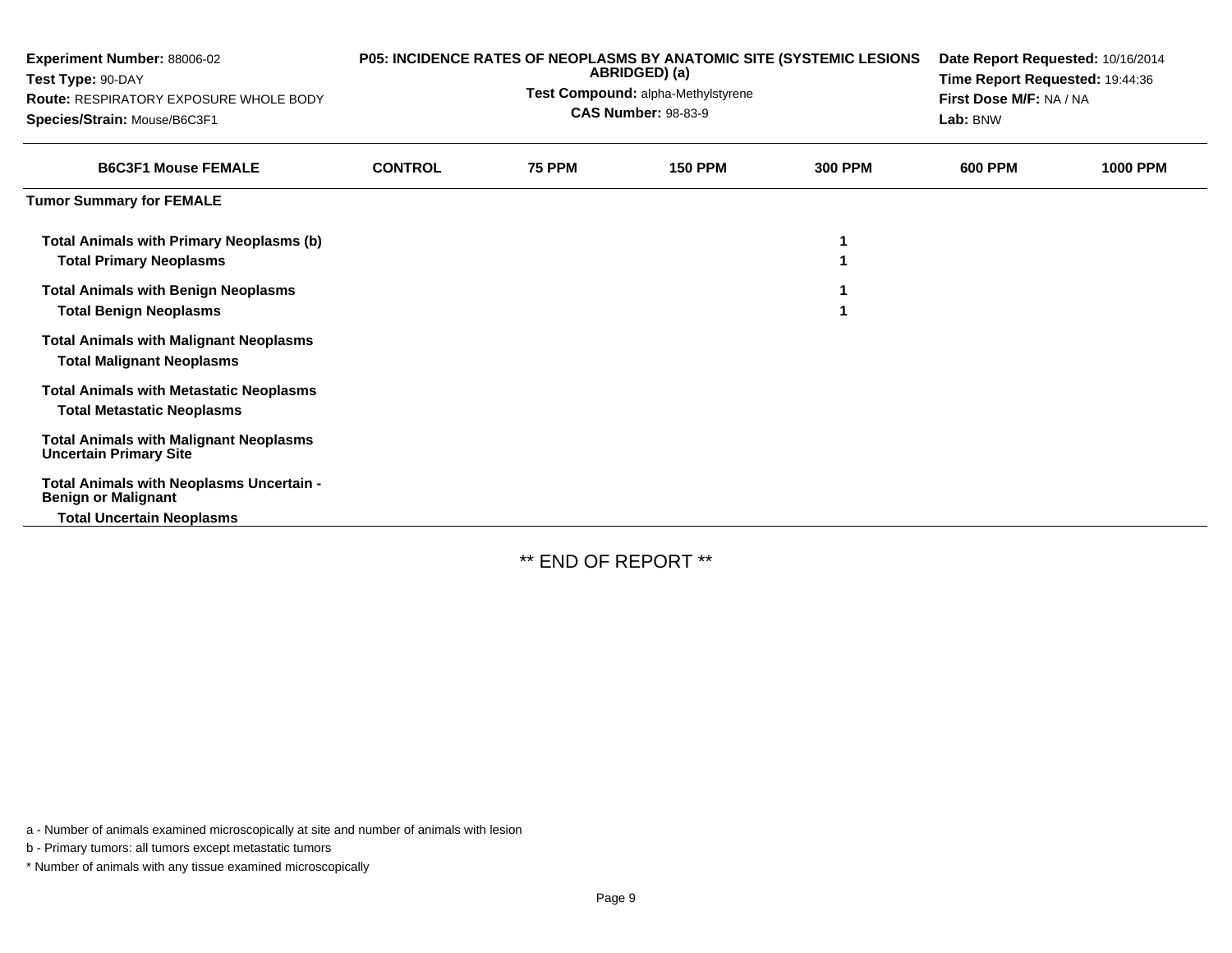**Experiment Number:** 88006-02
**Test Type:** 90-DAY
**Route:** RESPIRATORY EXPOSURE WHOLE BODY
**Species/Strain:** Mouse/B6C3F1

**P05: INCIDENCE RATES OF NEOPLASMS BY ANATOMIC SITE (SYSTEMIC LESIONS ABRIDGED) (a)**
**Test Compound:** alpha-Methylstyrene
**CAS Number:** 98-83-9

**Date Report Requested:** 10/16/2014
**Time Report Requested:** 19:44:36
**First Dose M/F:** NA / NA
**Lab:** BNW

| B6C3F1 Mouse FEMALE | CONTROL | 75 PPM | 150 PPM | 300 PPM | 600 PPM | 1000 PPM |
|---|---|---|---|---|---|---|
| **Tumor Summary for FEMALE** | | | | | | |
| **Total Animals with Primary Neoplasms (b)** | | | | 1 | | |
| **Total Primary Neoplasms** | | | | 1 | | |
| **Total Animals with Benign Neoplasms** | | | | 1 | | |
| **Total Benign Neoplasms** | | | | 1 | | |
| **Total Animals with Malignant Neoplasms** | | | | | | |
| **Total Malignant Neoplasms** | | | | | | |
| **Total Animals with Metastatic Neoplasms** | | | | | | |
| **Total Metastatic Neoplasms** | | | | | | |
| **Total Animals with Malignant Neoplasms Uncertain Primary Site** | | | | | | |
| **Total Animals with Neoplasms Uncertain - Benign or Malignant** | | | | | | |
| **Total Uncertain Neoplasms** | | | | | | |

** END OF REPORT **

a - Number of animals examined microscopically at site and number of animals with lesion

b - Primary tumors: all tumors except metastatic tumors

* Number of animals with any tissue examined microscopically